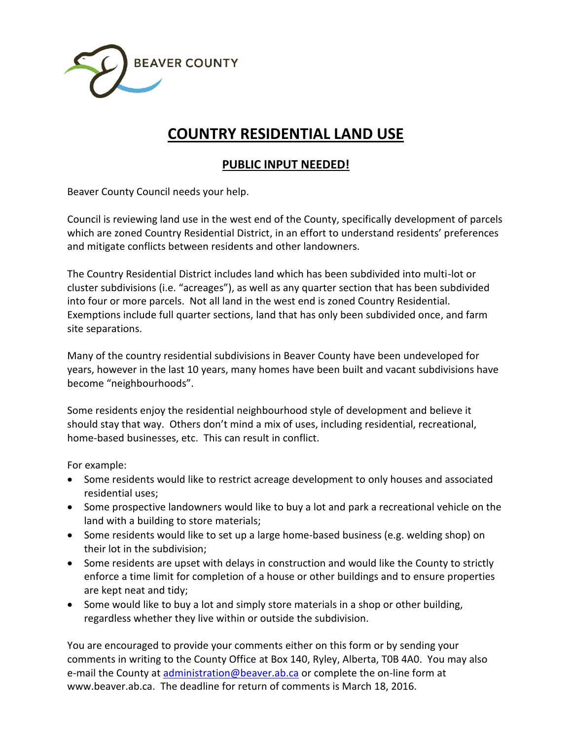BEAVER COUNTY

# COUNTRY RESIDENTIAL LAND USE

## PUBLIC INPUT NEEDED!

Beaver County Council needs your help.

Council is reviewing land use in the west end of the County, specifically development of parcels which are zoned Country Residential District, in an effort to understand residents' preferences and mitigate conflicts between residents and other landowners.

The Country Residential District includes land which has been subdivided into multi-lot or cluster subdivisions (i.e. "acreages"), as well as any quarter section that has been subdivided into four or more parcels. Not all land in the west end is zoned Country Residential. Exemptions include full quarter sections, land that has only been subdivided once, and farm site separations.

Many of the country residential subdivisions in Beaver County have been undeveloped for years, however in the last 10 years, many homes have been built and vacant subdivisions have become "neighbourhoods".

Some residents enjoy the residential neighbourhood style of development and believe it should stay that way. Others don't mind a mix of uses, including residential, recreational, home-based businesses, etc. This can result in conflict.

For example:

- Some residents would like to restrict acreage development to only houses and associated residential uses;
- Some prospective landowners would like to buy a lot and park a recreational vehicle on the land with a building to store materials;
- Some residents would like to set up a large home-based business (e.g. welding shop) on their lot in the subdivision;
- Some residents are upset with delays in construction and would like the County to strictly enforce a time limit for completion of a house or other buildings and to ensure properties are kept neat and tidy;
- Some would like to buy a lot and simply store materials in a shop or other building, regardless whether they live within or outside the subdivision.

You are encouraged to provide your comments either on this form or by sending your comments in writing to the County Office at Box 140, Ryley, Alberta, T0B 4A0. You may also e-mail the County at administration@beaver.ab.ca or complete the on-line form at www.beaver.ab.ca. The deadline for return of comments is March 18, 2016.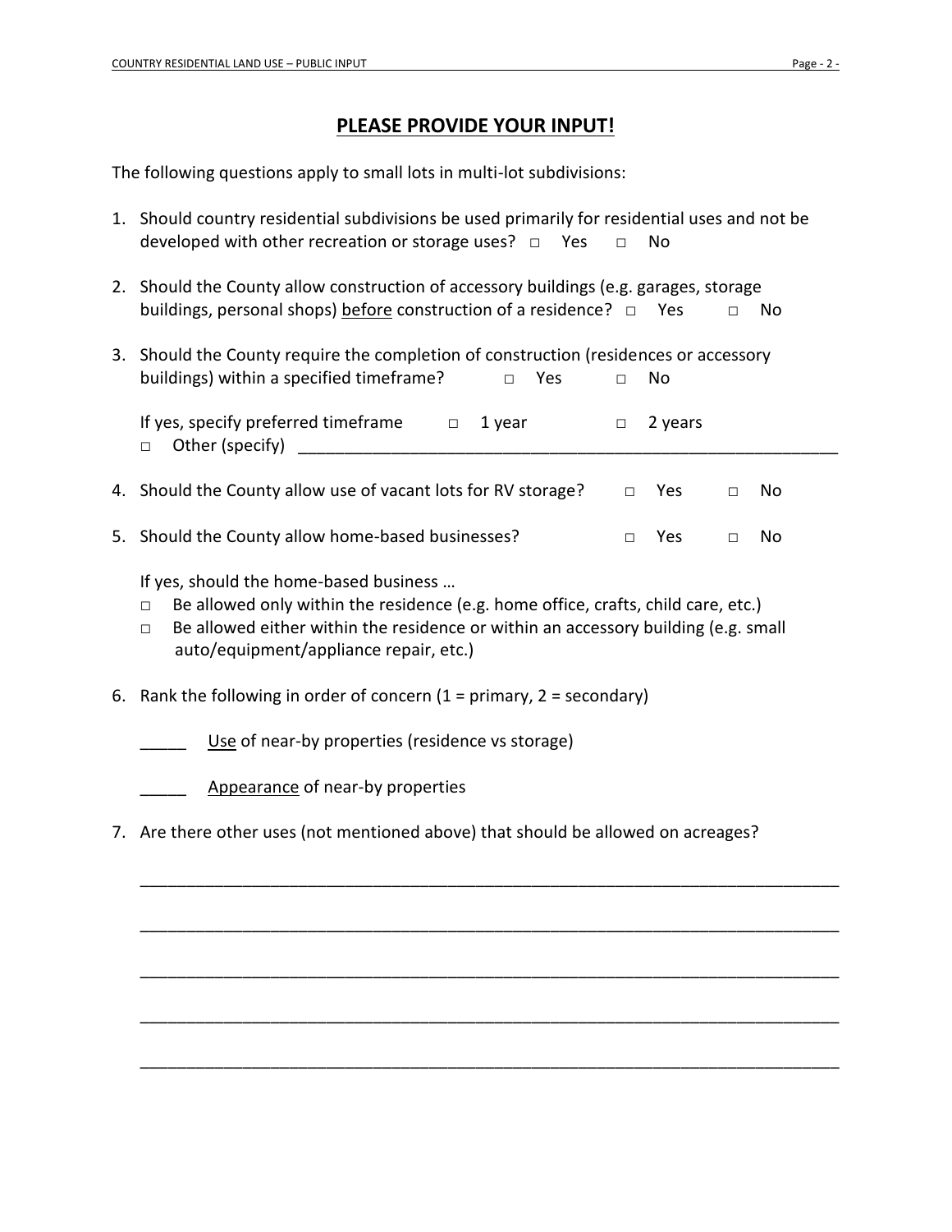## PLEASE PROVIDE YOUR INPUT!

The following questions apply to small lots in multi-lot subdivisions:

1. Should country residential subdivisions be used primarily for residential uses and not be developed with other recreation or storage uses? □ Yes □ No

2. Should the County allow construction of accessory buildings (e.g. garages, storage buildings, personal shops) before construction of a residence? □ Yes □ No

3. Should the County require the completion of construction (residences or accessory buildings) within a specified timeframe? □ Yes □ No

   If yes, specify preferred timeframe □ 1 year □ 2 years
   □ Other (specify) ____________________________________________________________

4. Should the County allow use of vacant lots for RV storage? □ Yes □ No

5. Should the County allow home-based businesses? □ Yes □ No

   If yes, should the home-based business …
   - □ Be allowed only within the residence (e.g. home office, crafts, child care, etc.)
   - □ Be allowed either within the residence or within an accessory building (e.g. small auto/equipment/appliance repair, etc.)

6. Rank the following in order of concern (1 = primary, 2 = secondary)

   _____ Use of near-by properties (residence vs storage)

   _____ Appearance of near-by properties

7. Are there other uses (not mentioned above) that should be allowed on acreages?

   ______________________________________________________________________________

   ______________________________________________________________________________

   ______________________________________________________________________________

   ______________________________________________________________________________

   ______________________________________________________________________________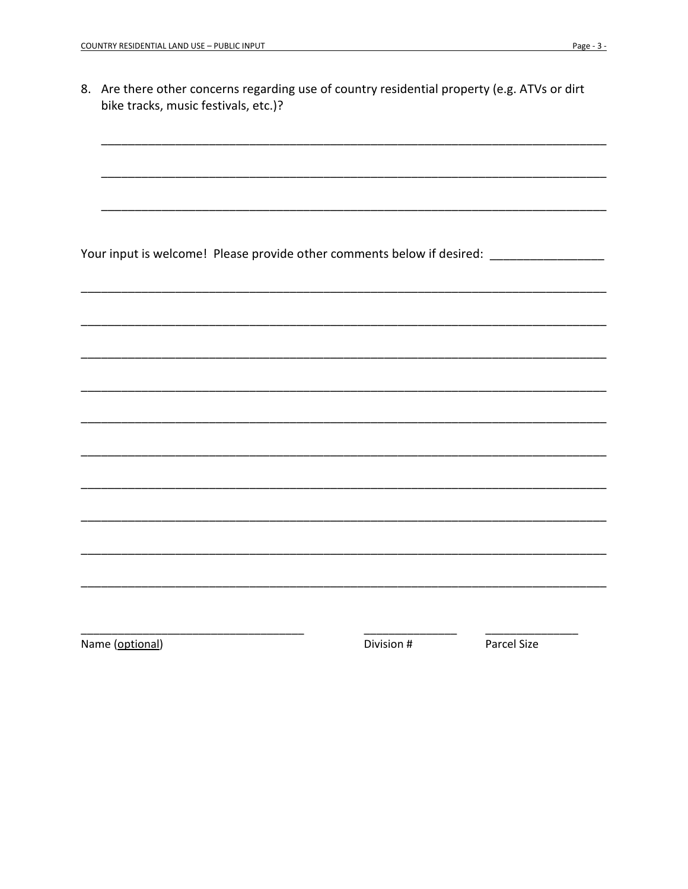8. Are there other concerns regarding use of country residential property (e.g. ATVs or dirt bike tracks, music festivals, etc.)?

   ______________________________________________________________________________

   ______________________________________________________________________________

   ______________________________________________________________________________

Your input is welcome! Please provide other comments below if desired: ________________

______________________________________________________________________________

______________________________________________________________________________

______________________________________________________________________________

______________________________________________________________________________

______________________________________________________________________________

______________________________________________________________________________

______________________________________________________________________________

______________________________________________________________________________

______________________________________________________________________________

______________________________________________________________________________

___________________________________ ______________ ______________

Name (optional) Division # Parcel Size